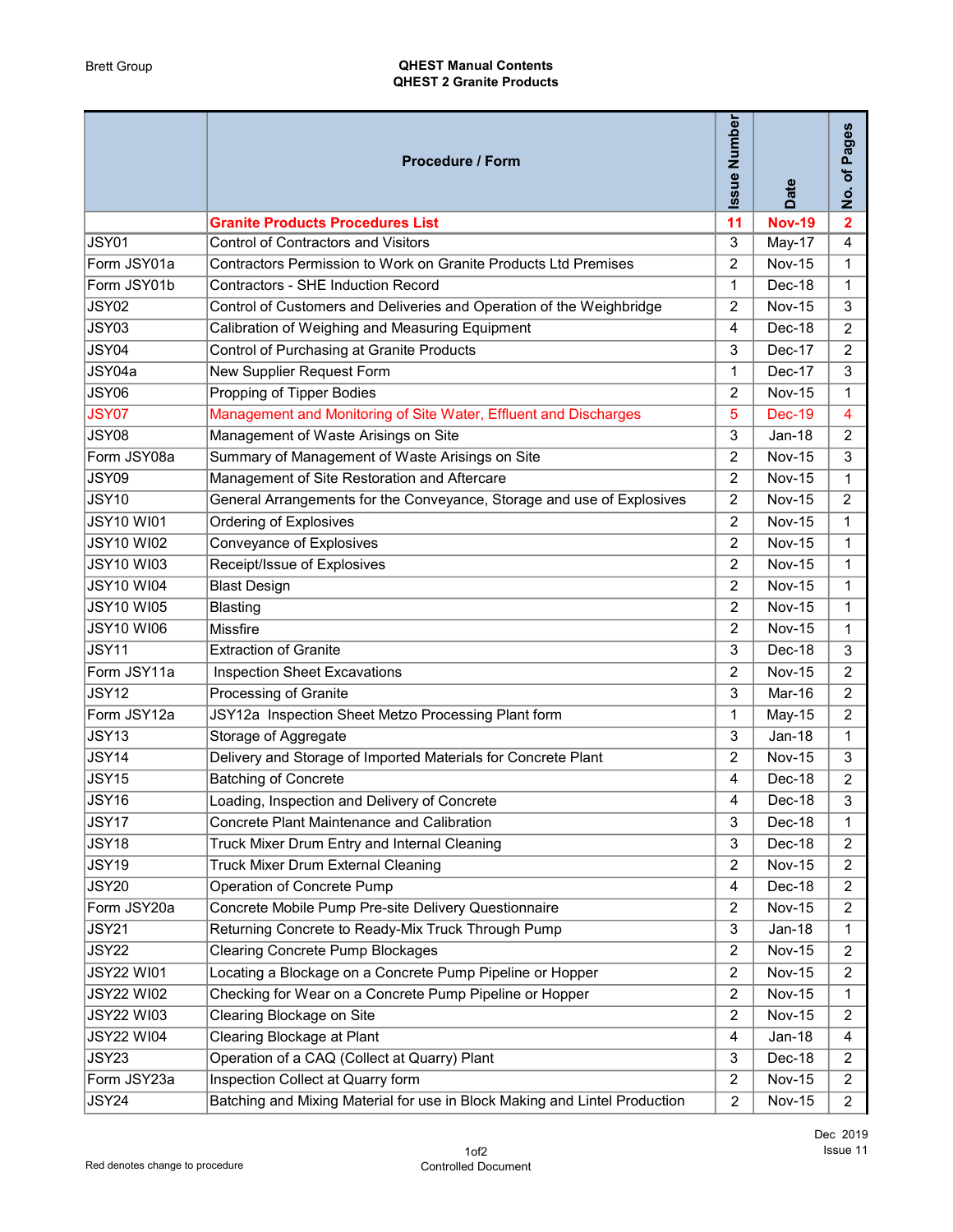Brett Group

**QHEST Manual Contents**
**QHEST 2 Granite Products**

| | Procedure / Form | Issue Number | Date | No. of Pages |
|---|---|---|---|---|
| | **Granite Products Procedures List** | **11** | **Nov-19** | **2** |
| JSY01 | Control of Contractors and Visitors | 3 | May-17 | 4 |
| Form JSY01a | Contractors Permission to Work on Granite Products Ltd Premises | 2 | Nov-15 | 1 |
| Form JSY01b | Contractors - SHE Induction Record | 1 | Dec-18 | 1 |
| JSY02 | Control of Customers and Deliveries and Operation of the Weighbridge | 2 | Nov-15 | 3 |
| JSY03 | Calibration of Weighing and Measuring Equipment | 4 | Dec-18 | 2 |
| JSY04 | Control of Purchasing at Granite Products | 3 | Dec-17 | 2 |
| JSY04a | New Supplier Request Form | 1 | Dec-17 | 3 |
| JSY06 | Propping of Tipper Bodies | 2 | Nov-15 | 1 |
| JSY07 | Management and Monitoring of Site Water, Effluent and Discharges | 5 | Dec-19 | 4 |
| JSY08 | Management of Waste Arisings on Site | 3 | Jan-18 | 2 |
| Form JSY08a | Summary of Management of Waste Arisings on Site | 2 | Nov-15 | 3 |
| JSY09 | Management of Site Restoration and Aftercare | 2 | Nov-15 | 1 |
| JSY10 | General Arrangements for the Conveyance, Storage and use of Explosives | 2 | Nov-15 | 2 |
| JSY10 WI01 | Ordering of Explosives | 2 | Nov-15 | 1 |
| JSY10 WI02 | Conveyance of Explosives | 2 | Nov-15 | 1 |
| JSY10 WI03 | Receipt/Issue of Explosives | 2 | Nov-15 | 1 |
| JSY10 WI04 | Blast Design | 2 | Nov-15 | 1 |
| JSY10 WI05 | Blasting | 2 | Nov-15 | 1 |
| JSY10 WI06 | Missfire | 2 | Nov-15 | 1 |
| JSY11 | Extraction of Granite | 3 | Dec-18 | 3 |
| Form JSY11a | Inspection Sheet Excavations | 2 | Nov-15 | 2 |
| JSY12 | Processing of Granite | 3 | Mar-16 | 2 |
| Form JSY12a | JSY12a Inspection Sheet Metzo Processing Plant form | 1 | May-15 | 2 |
| JSY13 | Storage of Aggregate | 3 | Jan-18 | 1 |
| JSY14 | Delivery and Storage of Imported Materials for Concrete Plant | 2 | Nov-15 | 3 |
| JSY15 | Batching of Concrete | 4 | Dec-18 | 2 |
| JSY16 | Loading, Inspection and Delivery of Concrete | 4 | Dec-18 | 3 |
| JSY17 | Concrete Plant Maintenance and Calibration | 3 | Dec-18 | 1 |
| JSY18 | Truck Mixer Drum Entry and Internal Cleaning | 3 | Dec-18 | 2 |
| JSY19 | Truck Mixer Drum External Cleaning | 2 | Nov-15 | 2 |
| JSY20 | Operation of Concrete Pump | 4 | Dec-18 | 2 |
| Form JSY20a | Concrete Mobile Pump Pre-site Delivery Questionnaire | 2 | Nov-15 | 2 |
| JSY21 | Returning Concrete to Ready-Mix Truck Through Pump | 3 | Jan-18 | 1 |
| JSY22 | Clearing Concrete Pump Blockages | 2 | Nov-15 | 2 |
| JSY22 WI01 | Locating a Blockage on a Concrete Pump Pipeline or Hopper | 2 | Nov-15 | 2 |
| JSY22 WI02 | Checking for Wear on a Concrete Pump Pipeline or Hopper | 2 | Nov-15 | 1 |
| JSY22 WI03 | Clearing Blockage on Site | 2 | Nov-15 | 2 |
| JSY22 WI04 | Clearing Blockage at Plant | 4 | Jan-18 | 4 |
| JSY23 | Operation of a CAQ (Collect at Quarry) Plant | 3 | Dec-18 | 2 |
| Form JSY23a | Inspection Collect at Quarry form | 2 | Nov-15 | 2 |
| JSY24 | Batching and Mixing Material for use in Block Making and Lintel Production | 2 | Nov-15 | 2 |

Red denotes change to procedure

Controlled Document

Dec 2019
Issue 11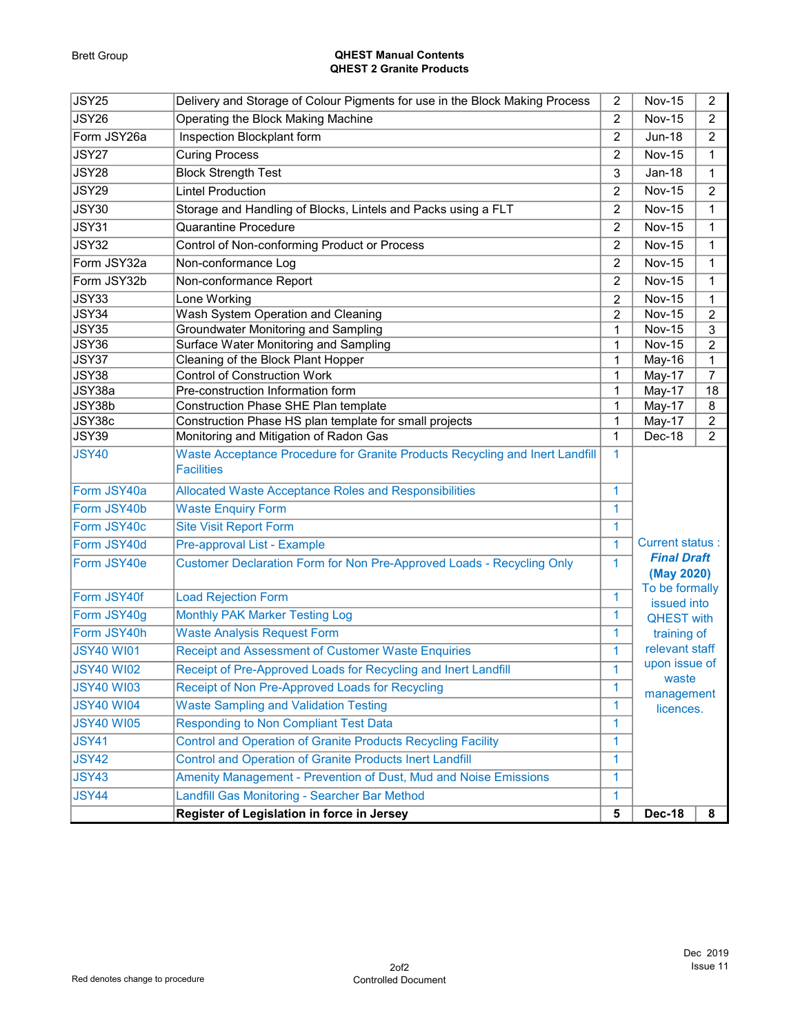Brett Group

**QHEST Manual Contents**
**QHEST 2 Granite Products**

| | | | | |
|---|---|---|---|---|
| JSY25 | Delivery and Storage of Colour Pigments for use in the Block Making Process | 2 | Nov-15 | 2 |
| JSY26 | Operating the Block Making Machine | 2 | Nov-15 | 2 |
| Form JSY26a | Inspection Blockplant form | 2 | Jun-18 | 2 |
| JSY27 | Curing Process | 2 | Nov-15 | 1 |
| JSY28 | Block Strength Test | 3 | Jan-18 | 1 |
| JSY29 | Lintel Production | 2 | Nov-15 | 2 |
| JSY30 | Storage and Handling of Blocks, Lintels and Packs using a FLT | 2 | Nov-15 | 1 |
| JSY31 | Quarantine Procedure | 2 | Nov-15 | 1 |
| JSY32 | Control of Non-conforming Product or Process | 2 | Nov-15 | 1 |
| Form JSY32a | Non-conformance Log | 2 | Nov-15 | 1 |
| Form JSY32b | Non-conformance Report | 2 | Nov-15 | 1 |
| JSY33 | Lone Working | 2 | Nov-15 | 1 |
| JSY34 | Wash System Operation and Cleaning | 2 | Nov-15 | 2 |
| JSY35 | Groundwater Monitoring and Sampling | 1 | Nov-15 | 3 |
| JSY36 | Surface Water Monitoring and Sampling | 1 | Nov-15 | 2 |
| JSY37 | Cleaning of the Block Plant Hopper | 1 | May-16 | 1 |
| JSY38 | Control of Construction Work | 1 | May-17 | 7 |
| JSY38a | Pre-construction Information form | 1 | May-17 | 18 |
| JSY38b | Construction Phase SHE Plan template | 1 | May-17 | 8 |
| JSY38c | Construction Phase HS plan template for small projects | 1 | May-17 | 2 |
| JSY39 | Monitoring and Mitigation of Radon Gas | 1 | Dec-18 | 2 |
| JSY40 | Waste Acceptance Procedure for Granite Products Recycling and Inert Landfill Facilities | 1 | Current status : ***Final Draft*** **(May 2020)** To be formally issued into QHEST with training of relevant staff upon issue of waste management licences. | |
| Form JSY40a | Allocated Waste Acceptance Roles and Responsibilities | 1 | | |
| Form JSY40b | Waste Enquiry Form | 1 | | |
| Form JSY40c | Site Visit Report Form | 1 | | |
| Form JSY40d | Pre-approval List - Example | 1 | | |
| Form JSY40e | Customer Declaration Form for Non Pre-Approved Loads - Recycling Only | 1 | | |
| Form JSY40f | Load Rejection Form | 1 | | |
| Form JSY40g | Monthly PAK Marker Testing Log | 1 | | |
| Form JSY40h | Waste Analysis Request Form | 1 | | |
| JSY40 WI01 | Receipt and Assessment of Customer Waste Enquiries | 1 | | |
| JSY40 WI02 | Receipt of Pre-Approved Loads for Recycling and Inert Landfill | 1 | | |
| JSY40 WI03 | Receipt of Non Pre-Approved Loads for Recycling | 1 | | |
| JSY40 WI04 | Waste Sampling and Validation Testing | 1 | | |
| JSY40 WI05 | Responding to Non Compliant Test Data | 1 | | |
| JSY41 | Control and Operation of Granite Products Recycling Facility | 1 | | |
| JSY42 | Control and Operation of Granite Products Inert Landfill | 1 | | |
| JSY43 | Amenity Management - Prevention of Dust, Mud and Noise Emissions | 1 | | |
| JSY44 | Landfill Gas Monitoring - Searcher Bar Method | 1 | | |
| | **Register of Legislation in force in Jersey** | **5** | **Dec-18** | **8** |

Red denotes change to procedure

Controlled Document

Dec 2019
Issue 11